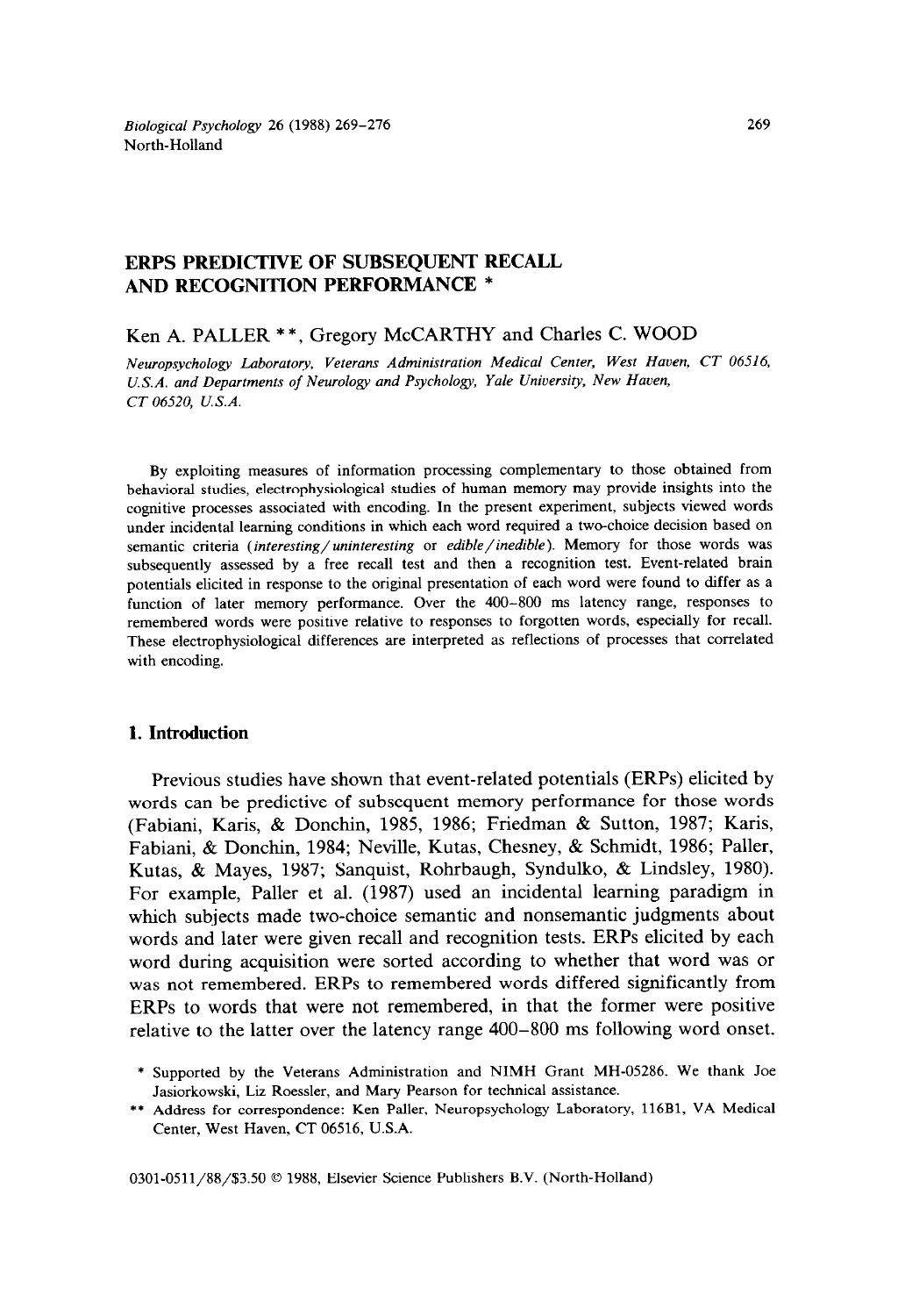# ERPS PREDICTIVE OF SUBSEQUENT RECALL AND RECOGNITION PERFORMANCE *

Ken A. PALLER **, Gregory McCARTHY and Charles C. WOOD

*Neuropsychology Laboratory, Veterans Administration Medical Center, West Haven, CT 06516, U.S.A. and Departments of Neurology and Psychology, Yale University, New Haven, CT 06520, U.S.A.*

By exploiting measures of information processing complementary to those obtained from behavioral studies, electrophysiological studies of human memory may provide insights into the cognitive processes associated with encoding. In the present experiment, subjects viewed words under incidental learning conditions in which each word required a two-choice decision based on semantic criteria (*interesting/uninteresting* or *edible/inedible*). Memory for those words was subsequently assessed by a free recall test and then a recognition test. Event-related brain potentials elicited in response to the original presentation of each word were found to differ as a function of later memory performance. Over the 400–800 ms latency range, responses to remembered words were positive relative to responses to forgotten words, especially for recall. These electrophysiological differences are interpreted as reflections of processes that correlated with encoding.

## 1. Introduction

Previous studies have shown that event-related potentials (ERPs) elicited by words can be predictive of subsequent memory performance for those words (Fabiani, Karis, & Donchin, 1985, 1986; Friedman & Sutton, 1987; Karis, Fabiani, & Donchin, 1984; Neville, Kutas, Chesney, & Schmidt, 1986; Paller, Kutas, & Mayes, 1987; Sanquist, Rohrbaugh, Syndulko, & Lindsley, 1980). For example, Paller et al. (1987) used an incidental learning paradigm in which subjects made two-choice semantic and nonsemantic judgments about words and later were given recall and recognition tests. ERPs elicited by each word during acquisition were sorted according to whether that word was or was not remembered. ERPs to remembered words differed significantly from ERPs to words that were not remembered, in that the former were positive relative to the latter over the latency range 400–800 ms following word onset.

* Supported by the Veterans Administration and NIMH Grant MH-05286. We thank Joe Jasiorkowski, Liz Roessler, and Mary Pearson for technical assistance.

** Address for correspondence: Ken Paller, Neuropsychology Laboratory, 116B1, VA Medical Center, West Haven, CT 06516, U.S.A.

0301-0511/88/$3.50 © 1988, Elsevier Science Publishers B.V. (North-Holland)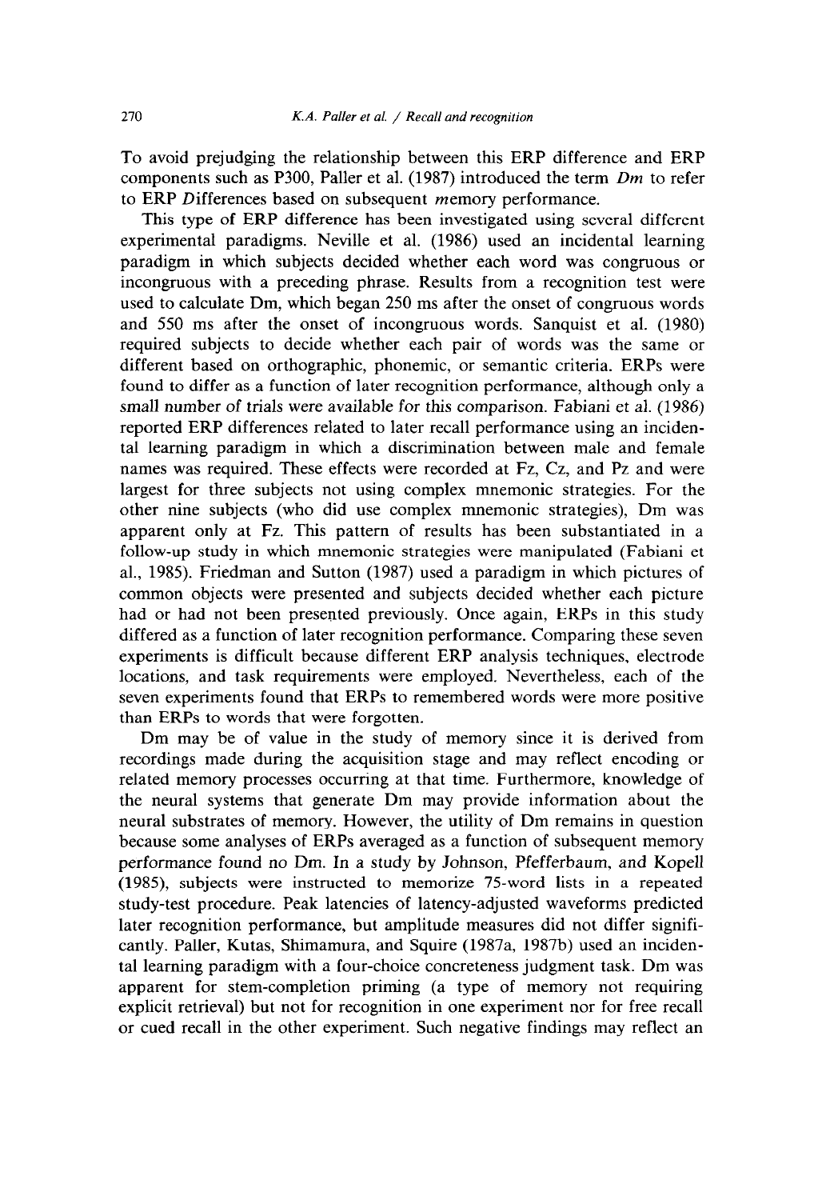To avoid prejudging the relationship between this ERP difference and ERP components such as P300, Paller et al. (1987) introduced the term *Dm* to refer to ERP *D*ifferences based on subsequent *m*emory performance.

This type of ERP difference has been investigated using several different experimental paradigms. Neville et al. (1986) used an incidental learning paradigm in which subjects decided whether each word was congruous or incongruous with a preceding phrase. Results from a recognition test were used to calculate Dm, which began 250 ms after the onset of congruous words and 550 ms after the onset of incongruous words. Sanquist et al. (1980) required subjects to decide whether each pair of words was the same or different based on orthographic, phonemic, or semantic criteria. ERPs were found to differ as a function of later recognition performance, although only a small number of trials were available for this comparison. Fabiani et al. (1986) reported ERP differences related to later recall performance using an incidental learning paradigm in which a discrimination between male and female names was required. These effects were recorded at Fz, Cz, and Pz and were largest for three subjects not using complex mnemonic strategies. For the other nine subjects (who did use complex mnemonic strategies), Dm was apparent only at Fz. This pattern of results has been substantiated in a follow-up study in which mnemonic strategies were manipulated (Fabiani et al., 1985). Friedman and Sutton (1987) used a paradigm in which pictures of common objects were presented and subjects decided whether each picture had or had not been presented previously. Once again, ERPs in this study differed as a function of later recognition performance. Comparing these seven experiments is difficult because different ERP analysis techniques, electrode locations, and task requirements were employed. Nevertheless, each of the seven experiments found that ERPs to remembered words were more positive than ERPs to words that were forgotten.

Dm may be of value in the study of memory since it is derived from recordings made during the acquisition stage and may reflect encoding or related memory processes occurring at that time. Furthermore, knowledge of the neural systems that generate Dm may provide information about the neural substrates of memory. However, the utility of Dm remains in question because some analyses of ERPs averaged as a function of subsequent memory performance found no Dm. In a study by Johnson, Pfefferbaum, and Kopell (1985), subjects were instructed to memorize 75-word lists in a repeated study-test procedure. Peak latencies of latency-adjusted waveforms predicted later recognition performance, but amplitude measures did not differ significantly. Paller, Kutas, Shimamura, and Squire (1987a, 1987b) used an incidental learning paradigm with a four-choice concreteness judgment task. Dm was apparent for stem-completion priming (a type of memory not requiring explicit retrieval) but not for recognition in one experiment nor for free recall or cued recall in the other experiment. Such negative findings may reflect an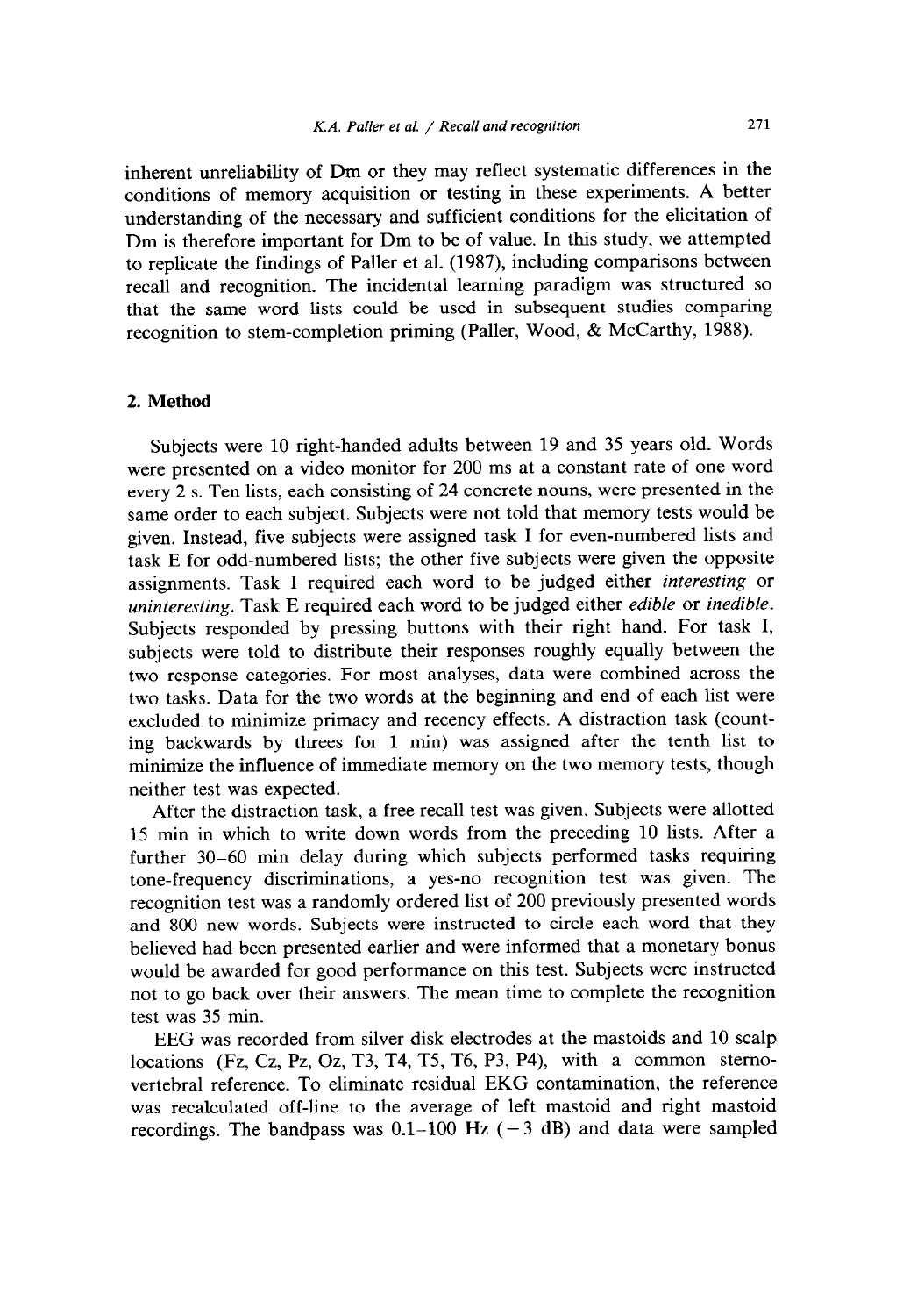inherent unreliability of Dm or they may reflect systematic differences in the conditions of memory acquisition or testing in these experiments. A better understanding of the necessary and sufficient conditions for the elicitation of Dm is therefore important for Dm to be of value. In this study, we attempted to replicate the findings of Paller et al. (1987), including comparisons between recall and recognition. The incidental learning paradigm was structured so that the same word lists could be used in subsequent studies comparing recognition to stem-completion priming (Paller, Wood, & McCarthy, 1988).

## 2. Method

Subjects were 10 right-handed adults between 19 and 35 years old. Words were presented on a video monitor for 200 ms at a constant rate of one word every 2 s. Ten lists, each consisting of 24 concrete nouns, were presented in the same order to each subject. Subjects were not told that memory tests would be given. Instead, five subjects were assigned task I for even-numbered lists and task E for odd-numbered lists; the other five subjects were given the opposite assignments. Task I required each word to be judged either *interesting* or *uninteresting*. Task E required each word to be judged either *edible* or *inedible*. Subjects responded by pressing buttons with their right hand. For task I, subjects were told to distribute their responses roughly equally between the two response categories. For most analyses, data were combined across the two tasks. Data for the two words at the beginning and end of each list were excluded to minimize primacy and recency effects. A distraction task (counting backwards by threes for 1 min) was assigned after the tenth list to minimize the influence of immediate memory on the two memory tests, though neither test was expected.

After the distraction task, a free recall test was given. Subjects were allotted 15 min in which to write down words from the preceding 10 lists. After a further 30–60 min delay during which subjects performed tasks requiring tone-frequency discriminations, a yes-no recognition test was given. The recognition test was a randomly ordered list of 200 previously presented words and 800 new words. Subjects were instructed to circle each word that they believed had been presented earlier and were informed that a monetary bonus would be awarded for good performance on this test. Subjects were instructed not to go back over their answers. The mean time to complete the recognition test was 35 min.

EEG was recorded from silver disk electrodes at the mastoids and 10 scalp locations (Fz, Cz, Pz, Oz, T3, T4, T5, T6, P3, P4), with a common sterno-vertebral reference. To eliminate residual EKG contamination, the reference was recalculated off-line to the average of left mastoid and right mastoid recordings. The bandpass was 0.1–100 Hz (−3 dB) and data were sampled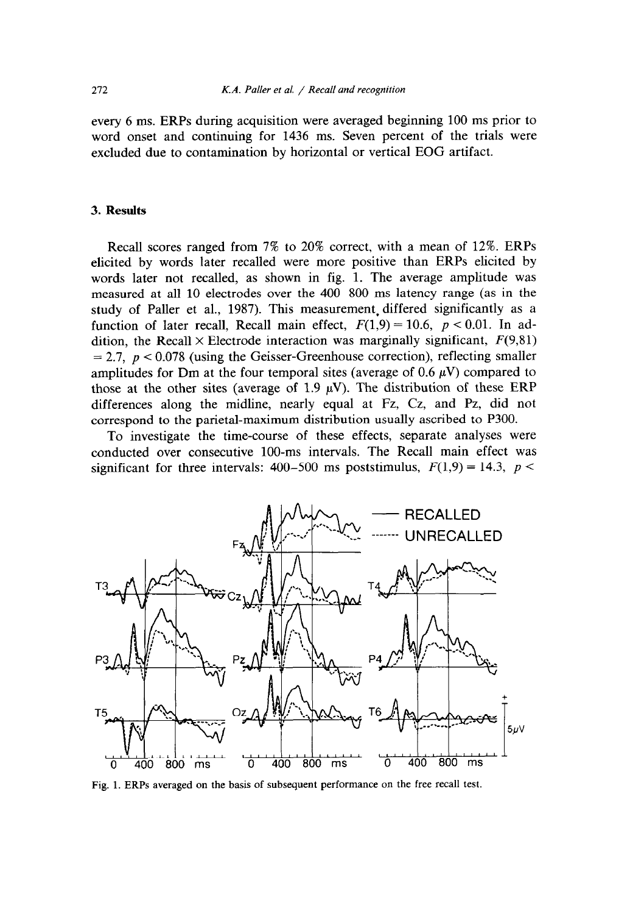every 6 ms. ERPs during acquisition were averaged beginning 100 ms prior to word onset and continuing for 1436 ms. Seven percent of the trials were excluded due to contamination by horizontal or vertical EOG artifact.

## 3. Results

Recall scores ranged from 7% to 20% correct, with a mean of 12%. ERPs elicited by words later recalled were more positive than ERPs elicited by words later not recalled, as shown in fig. 1. The average amplitude was measured at all 10 electrodes over the 400 800 ms latency range (as in the study of Paller et al., 1987). This measurement differed significantly as a function of later recall, Recall main effect, $F(1,9) = 10.6$, $p < 0.01$. In addition, the Recall × Electrode interaction was marginally significant, $F(9,81) = 2.7$, $p < 0.078$ (using the Geisser-Greenhouse correction), reflecting smaller amplitudes for Dm at the four temporal sites (average of 0.6 $\mu$V) compared to those at the other sites (average of 1.9 $\mu$V). The distribution of these ERP differences along the midline, nearly equal at Fz, Cz, and Pz, did not correspond to the parietal-maximum distribution usually ascribed to P300.

To investigate the time-course of these effects, separate analyses were conducted over consecutive 100-ms intervals. The Recall main effect was significant for three intervals: 400–500 ms poststimulus, $F(1,9) = 14.3$, $p <$

Fig. 1. ERPs averaged on the basis of subsequent performance on the free recall test.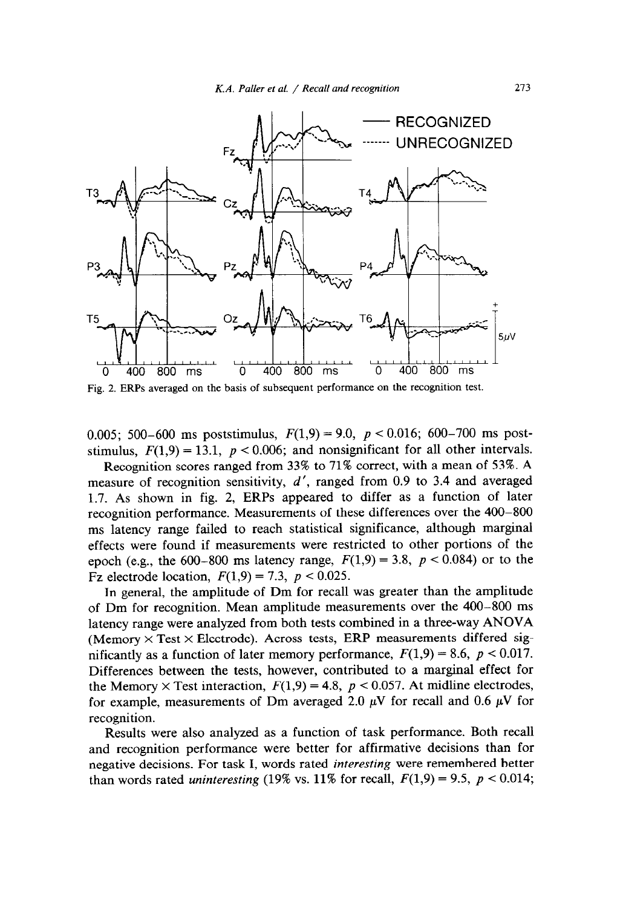Fig. 2. ERPs averaged on the basis of subsequent performance on the recognition test.

0.005; 500–600 ms poststimulus, $F(1,9) = 9.0$, $p < 0.016$; 600–700 ms poststimulus, $F(1,9) = 13.1$, $p < 0.006$; and nonsignificant for all other intervals.

Recognition scores ranged from 33% to 71% correct, with a mean of 53%. A measure of recognition sensitivity, $d'$, ranged from 0.9 to 3.4 and averaged 1.7. As shown in fig. 2, ERPs appeared to differ as a function of later recognition performance. Measurements of these differences over the 400–800 ms latency range failed to reach statistical significance, although marginal effects were found if measurements were restricted to other portions of the epoch (e.g., the 600–800 ms latency range, $F(1,9) = 3.8$, $p < 0.084$) or to the Fz electrode location, $F(1,9) = 7.3$, $p < 0.025$.

In general, the amplitude of Dm for recall was greater than the amplitude of Dm for recognition. Mean amplitude measurements over the 400–800 ms latency range were analyzed from both tests combined in a three-way ANOVA (Memory × Test × Electrode). Across tests, ERP measurements differed significantly as a function of later memory performance, $F(1,9) = 8.6$, $p < 0.017$. Differences between the tests, however, contributed to a marginal effect for the Memory × Test interaction, $F(1,9) = 4.8$, $p < 0.057$. At midline electrodes, for example, measurements of Dm averaged 2.0 $\mu$V for recall and 0.6 $\mu$V for recognition.

Results were also analyzed as a function of task performance. Both recall and recognition performance were better for affirmative decisions than for negative decisions. For task I, words rated *interesting* were remembered better than words rated *uninteresting* (19% vs. 11% for recall, $F(1,9) = 9.5$, $p < 0.014$;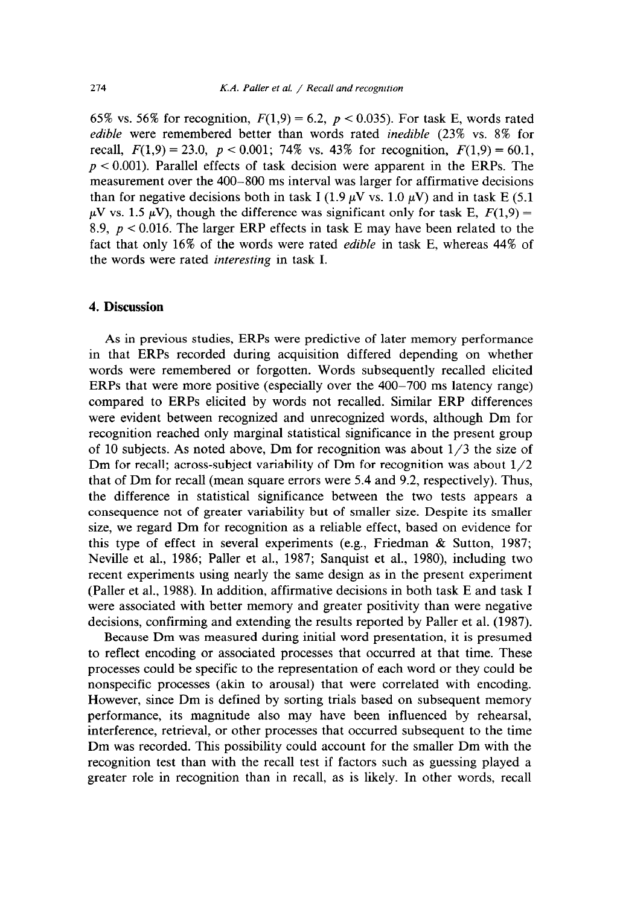65% vs. 56% for recognition, $F(1,9) = 6.2$, $p < 0.035$). For task E, words rated *edible* were remembered better than words rated *inedible* (23% vs. 8% for recall, $F(1,9) = 23.0$, $p < 0.001$; 74% vs. 43% for recognition, $F(1,9) = 60.1$, $p < 0.001$). Parallel effects of task decision were apparent in the ERPs. The measurement over the 400–800 ms interval was larger for affirmative decisions than for negative decisions both in task I (1.9 $\mu$V vs. 1.0 $\mu$V) and in task E (5.1 $\mu$V vs. 1.5 $\mu$V), though the difference was significant only for task E, $F(1,9) = 8.9$, $p < 0.016$. The larger ERP effects in task E may have been related to the fact that only 16% of the words were rated *edible* in task E, whereas 44% of the words were rated *interesting* in task I.

## 4. Discussion

As in previous studies, ERPs were predictive of later memory performance in that ERPs recorded during acquisition differed depending on whether words were remembered or forgotten. Words subsequently recalled elicited ERPs that were more positive (especially over the 400–700 ms latency range) compared to ERPs elicited by words not recalled. Similar ERP differences were evident between recognized and unrecognized words, although Dm for recognition reached only marginal statistical significance in the present group of 10 subjects. As noted above, Dm for recognition was about 1/3 the size of Dm for recall; across-subject variability of Dm for recognition was about 1/2 that of Dm for recall (mean square errors were 5.4 and 9.2, respectively). Thus, the difference in statistical significance between the two tests appears a consequence not of greater variability but of smaller size. Despite its smaller size, we regard Dm for recognition as a reliable effect, based on evidence for this type of effect in several experiments (e.g., Friedman & Sutton, 1987; Neville et al., 1986; Paller et al., 1987; Sanquist et al., 1980), including two recent experiments using nearly the same design as in the present experiment (Paller et al., 1988). In addition, affirmative decisions in both task E and task I were associated with better memory and greater positivity than were negative decisions, confirming and extending the results reported by Paller et al. (1987).

Because Dm was measured during initial word presentation, it is presumed to reflect encoding or associated processes that occurred at that time. These processes could be specific to the representation of each word or they could be nonspecific processes (akin to arousal) that were correlated with encoding. However, since Dm is defined by sorting trials based on subsequent memory performance, its magnitude also may have been influenced by rehearsal, interference, retrieval, or other processes that occurred subsequent to the time Dm was recorded. This possibility could account for the smaller Dm with the recognition test than with the recall test if factors such as guessing played a greater role in recognition than in recall, as is likely. In other words, recall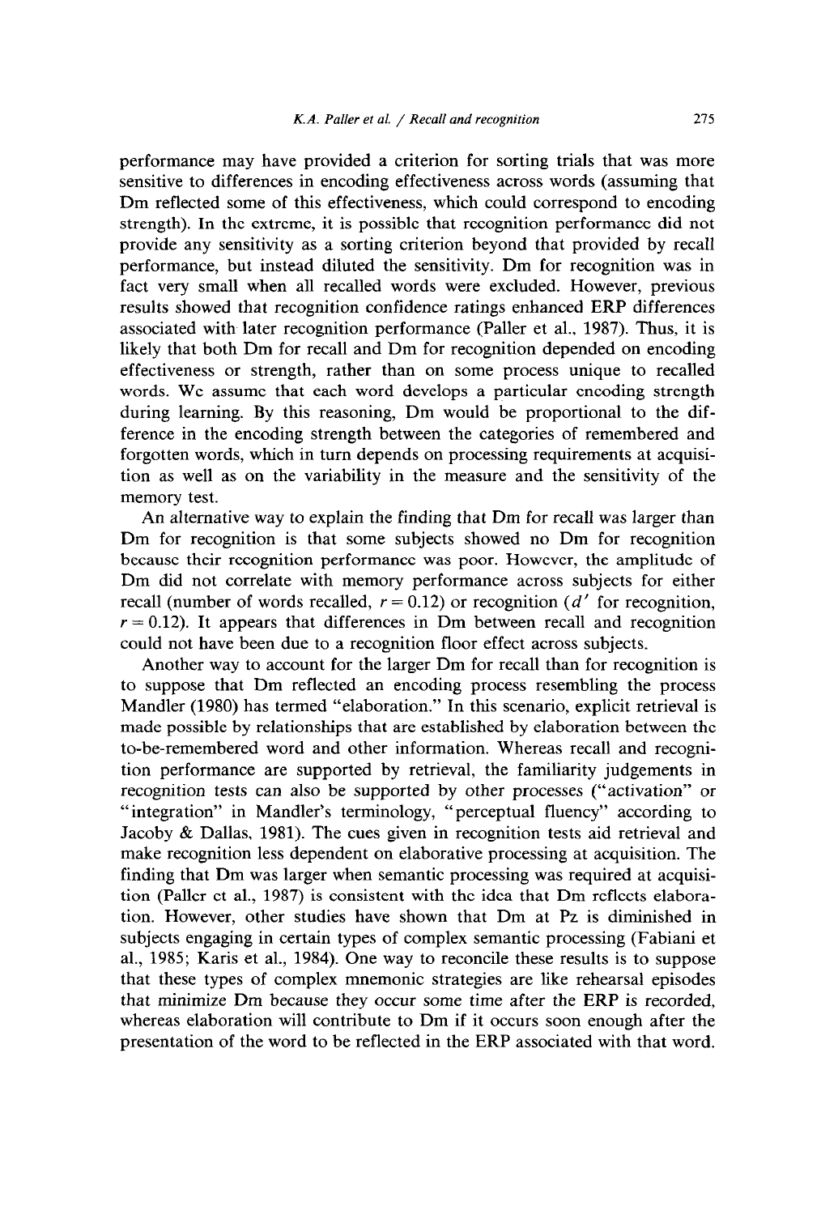performance may have provided a criterion for sorting trials that was more sensitive to differences in encoding effectiveness across words (assuming that Dm reflected some of this effectiveness, which could correspond to encoding strength). In the extreme, it is possible that recognition performance did not provide any sensitivity as a sorting criterion beyond that provided by recall performance, but instead diluted the sensitivity. Dm for recognition was in fact very small when all recalled words were excluded. However, previous results showed that recognition confidence ratings enhanced ERP differences associated with later recognition performance (Paller et al., 1987). Thus, it is likely that both Dm for recall and Dm for recognition depended on encoding effectiveness or strength, rather than on some process unique to recalled words. We assume that each word develops a particular encoding strength during learning. By this reasoning, Dm would be proportional to the difference in the encoding strength between the categories of remembered and forgotten words, which in turn depends on processing requirements at acquisition as well as on the variability in the measure and the sensitivity of the memory test.

An alternative way to explain the finding that Dm for recall was larger than Dm for recognition is that some subjects showed no Dm for recognition because their recognition performance was poor. However, the amplitude of Dm did not correlate with memory performance across subjects for either recall (number of words recalled, $r = 0.12$) or recognition ($d'$ for recognition, $r = 0.12$). It appears that differences in Dm between recall and recognition could not have been due to a recognition floor effect across subjects.

Another way to account for the larger Dm for recall than for recognition is to suppose that Dm reflected an encoding process resembling the process Mandler (1980) has termed "elaboration." In this scenario, explicit retrieval is made possible by relationships that are established by elaboration between the to-be-remembered word and other information. Whereas recall and recognition performance are supported by retrieval, the familiarity judgements in recognition tests can also be supported by other processes ("activation" or "integration" in Mandler's terminology, "perceptual fluency" according to Jacoby & Dallas, 1981). The cues given in recognition tests aid retrieval and make recognition less dependent on elaborative processing at acquisition. The finding that Dm was larger when semantic processing was required at acquisition (Paller et al., 1987) is consistent with the idea that Dm reflects elaboration. However, other studies have shown that Dm at Pz is diminished in subjects engaging in certain types of complex semantic processing (Fabiani et al., 1985; Karis et al., 1984). One way to reconcile these results is to suppose that these types of complex mnemonic strategies are like rehearsal episodes that minimize Dm because they occur some time after the ERP is recorded, whereas elaboration will contribute to Dm if it occurs soon enough after the presentation of the word to be reflected in the ERP associated with that word.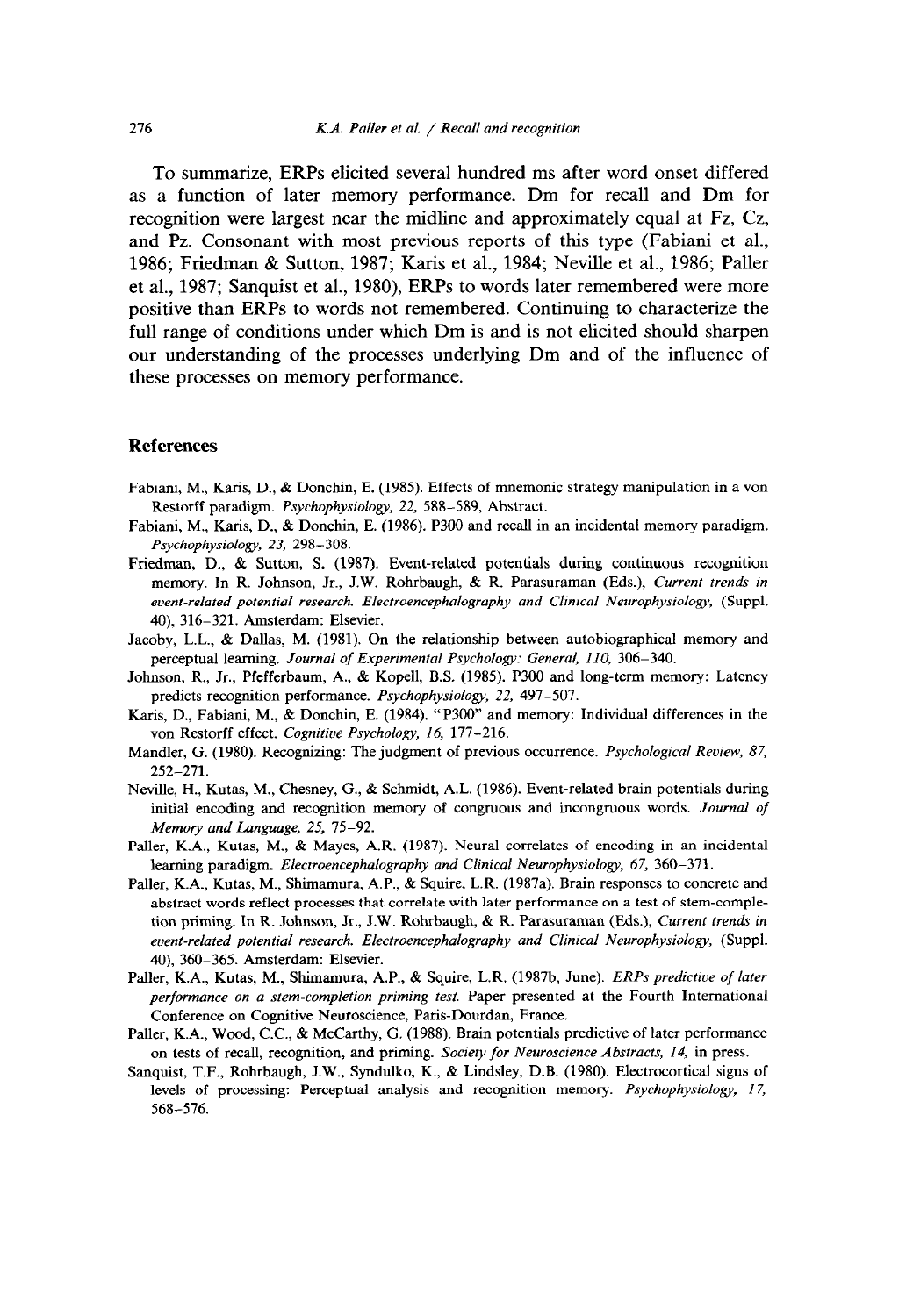To summarize, ERPs elicited several hundred ms after word onset differed as a function of later memory performance. Dm for recall and Dm for recognition were largest near the midline and approximately equal at Fz, Cz, and Pz. Consonant with most previous reports of this type (Fabiani et al., 1986; Friedman & Sutton, 1987; Karis et al., 1984; Neville et al., 1986; Paller et al., 1987; Sanquist et al., 1980), ERPs to words later remembered were more positive than ERPs to words not remembered. Continuing to characterize the full range of conditions under which Dm is and is not elicited should sharpen our understanding of the processes underlying Dm and of the influence of these processes on memory performance.

## References

Fabiani, M., Karis, D., & Donchin, E. (1985). Effects of mnemonic strategy manipulation in a von Restorff paradigm. *Psychophysiology, 22,* 588–589, Abstract.

Fabiani, M., Karis, D., & Donchin, E. (1986). P300 and recall in an incidental memory paradigm. *Psychophysiology, 23,* 298–308.

Friedman, D., & Sutton, S. (1987). Event-related potentials during continuous recognition memory. In R. Johnson, Jr., J.W. Rohrbaugh, & R. Parasuraman (Eds.), *Current trends in event-related potential research. Electroencephalography and Clinical Neurophysiology,* (Suppl. 40), 316–321. Amsterdam: Elsevier.

Jacoby, L.L., & Dallas, M. (1981). On the relationship between autobiographical memory and perceptual learning. *Journal of Experimental Psychology: General, 110,* 306–340.

Johnson, R., Jr., Pfefferbaum, A., & Kopell, B.S. (1985). P300 and long-term memory: Latency predicts recognition performance. *Psychophysiology, 22,* 497–507.

Karis, D., Fabiani, M., & Donchin, E. (1984). "P300" and memory: Individual differences in the von Restorff effect. *Cognitive Psychology, 16,* 177–216.

Mandler, G. (1980). Recognizing: The judgment of previous occurrence. *Psychological Review, 87,* 252–271.

Neville, H., Kutas, M., Chesney, G., & Schmidt, A.L. (1986). Event-related brain potentials during initial encoding and recognition memory of congruous and incongruous words. *Journal of Memory and Language, 25,* 75–92.

Paller, K.A., Kutas, M., & Mayes, A.R. (1987). Neural correlates of encoding in an incidental learning paradigm. *Electroencephalography and Clinical Neurophysiology, 67,* 360–371.

Paller, K.A., Kutas, M., Shimamura, A.P., & Squire, L.R. (1987a). Brain responses to concrete and abstract words reflect processes that correlate with later performance on a test of stem-completion priming. In R. Johnson, Jr., J.W. Rohrbaugh, & R. Parasuraman (Eds.), *Current trends in event-related potential research. Electroencephalography and Clinical Neurophysiology,* (Suppl. 40), 360–365. Amsterdam: Elsevier.

Paller, K.A., Kutas, M., Shimamura, A.P., & Squire, L.R. (1987b, June). *ERPs predictive of later performance on a stem-completion priming test.* Paper presented at the Fourth International Conference on Cognitive Neuroscience, Paris-Dourdan, France.

Paller, K.A., Wood, C.C., & McCarthy, G. (1988). Brain potentials predictive of later performance on tests of recall, recognition, and priming. *Society for Neuroscience Abstracts, 14,* in press.

Sanquist, T.F., Rohrbaugh, J.W., Syndulko, K., & Lindsley, D.B. (1980). Electrocortical signs of levels of processing: Perceptual analysis and recognition memory. *Psychophysiology, 17,* 568–576.